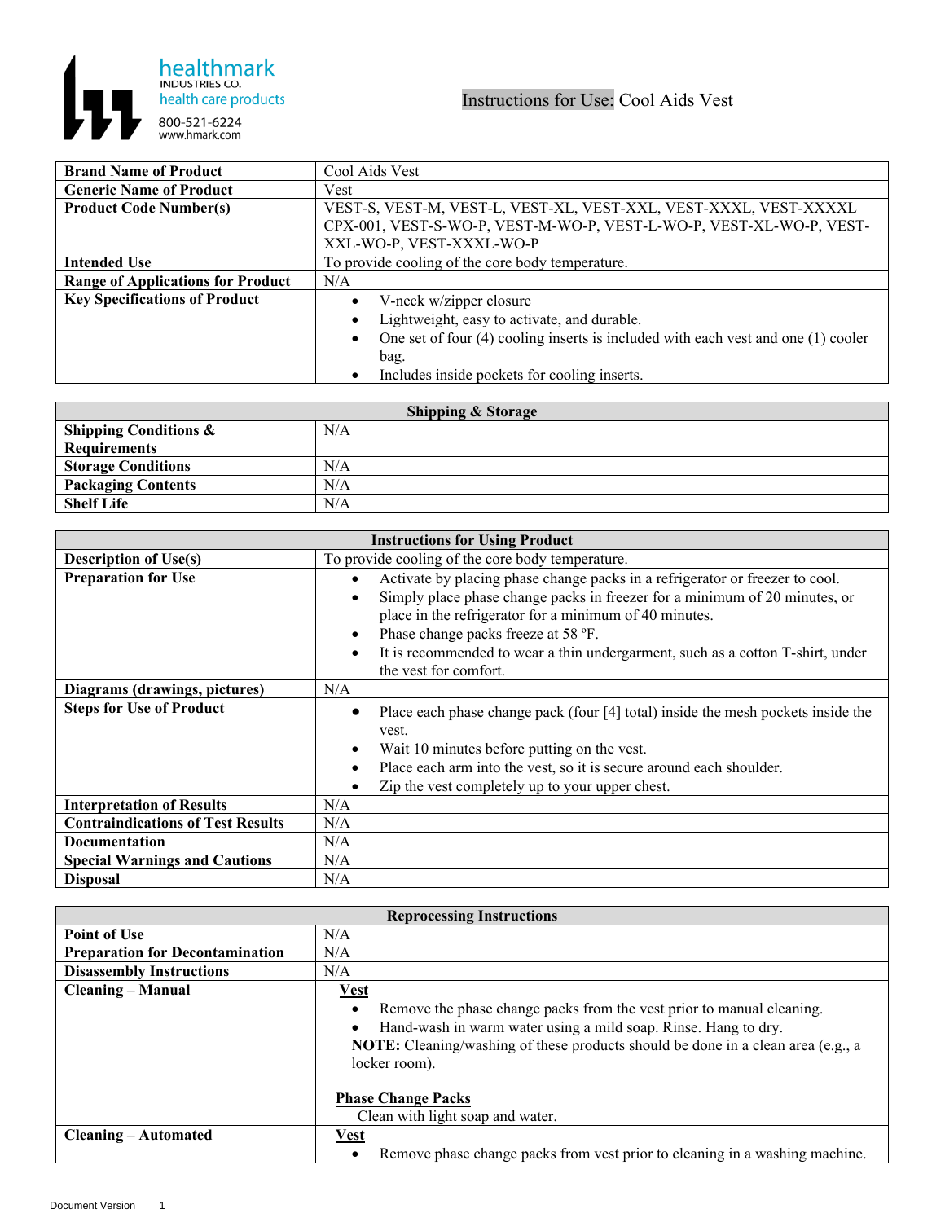healthmark
INDUSTRIES CO.
health care products
800-521-6224
www.hmark.com

# Instructions for Use: Cool Aids Vest

| | |
|---|---|
| **Brand Name of Product** | Cool Aids Vest |
| **Generic Name of Product** | Vest |
| **Product Code Number(s)** | VEST-S, VEST-M, VEST-L, VEST-XL, VEST-XXL, VEST-XXXL, VEST-XXXXL CPX-001, VEST-S-WO-P, VEST-M-WO-P, VEST-L-WO-P, VEST-XL-WO-P, VEST-XXL-WO-P, VEST-XXXL-WO-P |
| **Intended Use** | To provide cooling of the core body temperature. |
| **Range of Applications for Product** | N/A |
| **Key Specifications of Product** | • V-neck w/zipper closure<br>• Lightweight, easy to activate, and durable.<br>• One set of four (4) cooling inserts is included with each vest and one (1) cooler bag.<br>• Includes inside pockets for cooling inserts. |

| **Shipping & Storage** | |
|---|---|
| **Shipping Conditions & Requirements** | N/A |
| **Storage Conditions** | N/A |
| **Packaging Contents** | N/A |
| **Shelf Life** | N/A |

| **Instructions for Using Product** | |
|---|---|
| **Description of Use(s)** | To provide cooling of the core body temperature. |
| **Preparation for Use** | • Activate by placing phase change packs in a refrigerator or freezer to cool.<br>• Simply place phase change packs in freezer for a minimum of 20 minutes, or place in the refrigerator for a minimum of 40 minutes.<br>• Phase change packs freeze at 58 ºF.<br>• It is recommended to wear a thin undergarment, such as a cotton T-shirt, under the vest for comfort. |
| **Diagrams (drawings, pictures)** | N/A |
| **Steps for Use of Product** | • Place each phase change pack (four [4] total) inside the mesh pockets inside the vest.<br>• Wait 10 minutes before putting on the vest.<br>• Place each arm into the vest, so it is secure around each shoulder.<br>• Zip the vest completely up to your upper chest. |
| **Interpretation of Results** | N/A |
| **Contraindications of Test Results** | N/A |
| **Documentation** | N/A |
| **Special Warnings and Cautions** | N/A |
| **Disposal** | N/A |

| **Reprocessing Instructions** | |
|---|---|
| **Point of Use** | N/A |
| **Preparation for Decontamination** | N/A |
| **Disassembly Instructions** | N/A |
| **Cleaning – Manual** | **Vest**<br>• Remove the phase change packs from the vest prior to manual cleaning.<br>• Hand-wash in warm water using a mild soap. Rinse. Hang to dry.<br>**NOTE:** Cleaning/washing of these products should be done in a clean area (e.g., a locker room).<br><br>**Phase Change Packs**<br>Clean with light soap and water. |
| **Cleaning – Automated** | **Vest**<br>• Remove phase change packs from vest prior to cleaning in a washing machine. |

Document Version 1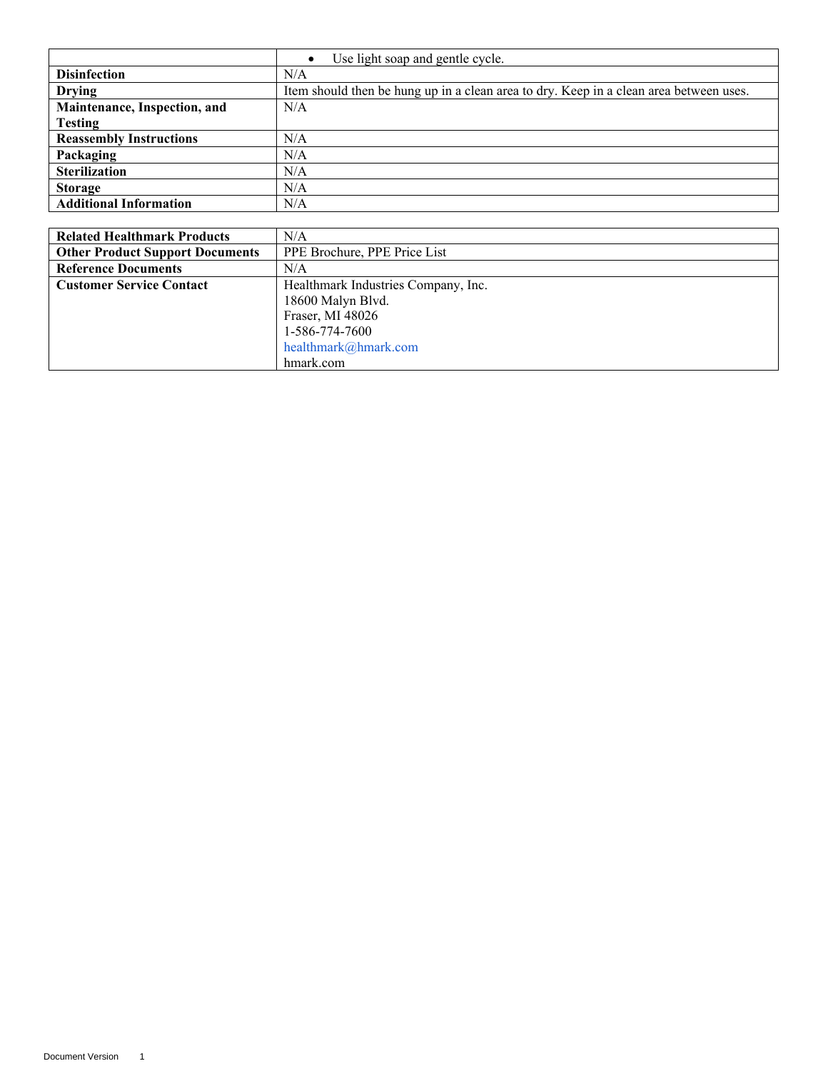| | |
|---|---|
| | • Use light soap and gentle cycle. |
| **Disinfection** | N/A |
| **Drying** | Item should then be hung up in a clean area to dry. Keep in a clean area between uses. |
| **Maintenance, Inspection, and Testing** | N/A |
| **Reassembly Instructions** | N/A |
| **Packaging** | N/A |
| **Sterilization** | N/A |
| **Storage** | N/A |
| **Additional Information** | N/A |

| | |
|---|---|
| **Related Healthmark Products** | N/A |
| **Other Product Support Documents** | PPE Brochure, PPE Price List |
| **Reference Documents** | N/A |
| **Customer Service Contact** | Healthmark Industries Company, Inc.<br>18600 Malyn Blvd.<br>Fraser, MI 48026<br>1-586-774-7600<br>healthmark@hmark.com<br>hmark.com |